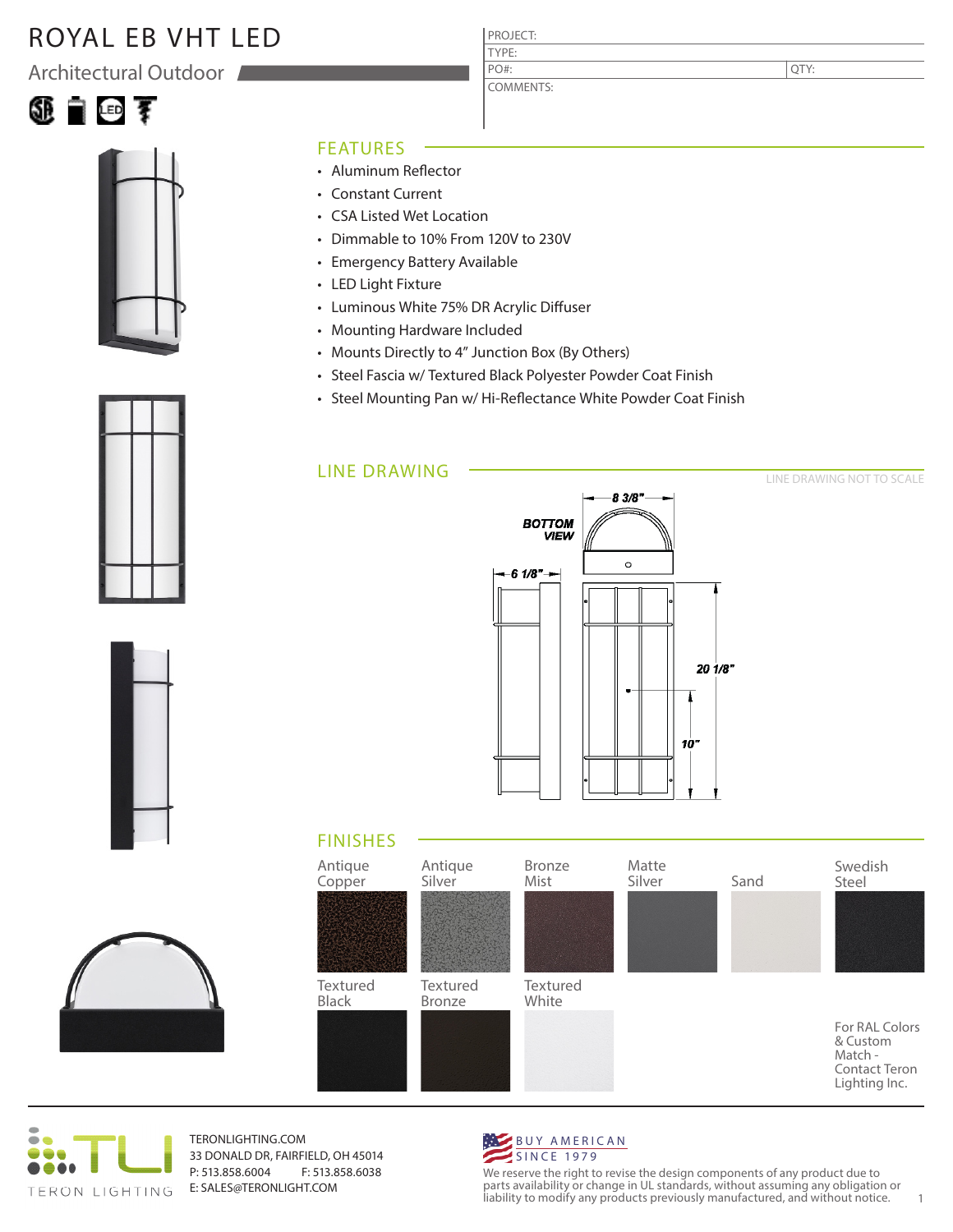# ROYAL EB VHT LED

## Architectural Outdoor

| PROJECT: | |
|---|---|
| TYPE: | |
| PO#: | QTY: |
| COMMENTS: | |

## FEATURES

- Aluminum Reflector
- Constant Current
- CSA Listed Wet Location
- Dimmable to 10% From 120V to 230V
- Emergency Battery Available
- LED Light Fixture
- Luminous White 75% DR Acrylic Diffuser
- Mounting Hardware Included
- Mounts Directly to 4" Junction Box (By Others)
- Steel Fascia w/ Textured Black Polyester Powder Coat Finish
- Steel Mounting Pan w/ Hi-Reflectance White Powder Coat Finish

## LINE DRAWING

LINE DRAWING NOT TO SCALE

BOTTOM VIEW

8 3/8"

6 1/8"

20 1/8"

10"

## FINISHES

- Antique Copper
- Antique Silver
- Bronze Mist
- Matte Silver
- Sand
- Swedish Steel
- Textured Black
- Textured Bronze
- Textured White

For RAL Colors & Custom Match - Contact Teron Lighting Inc.

TERON LIGHTING

TERONLIGHTING.COM
33 DONALD DR, FAIRFIELD, OH 45014
P: 513.858.6004 F: 513.858.6038
E: SALES@TERONLIGHT.COM

BUY AMERICAN
SINCE 1979

We reserve the right to revise the design components of any product due to parts availability or change in UL standards, without assuming any obligation or liability to modify any products previously manufactured, and without notice.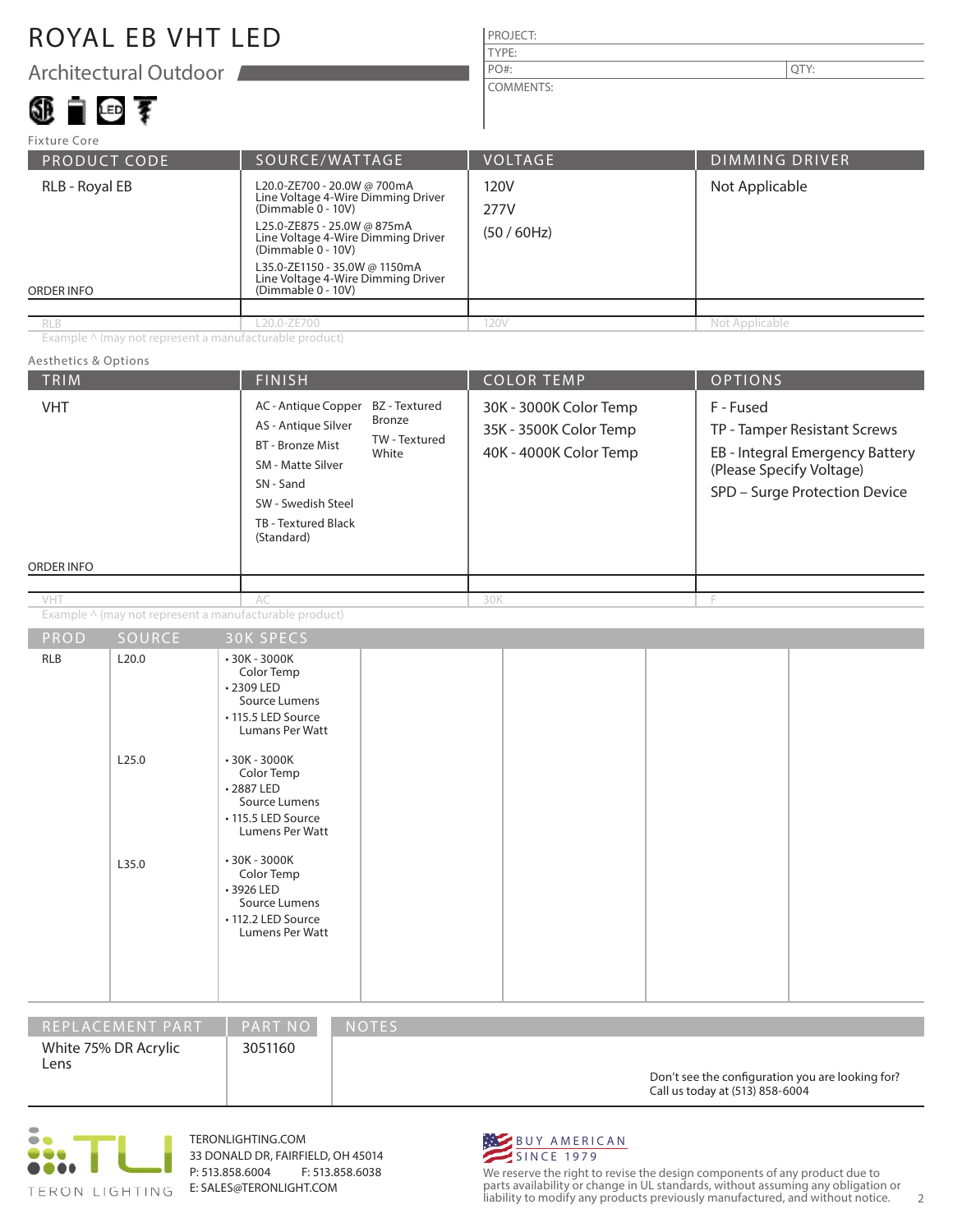# ROYAL EB VHT LED

## Architectural Outdoor

| PROJECT: | |
|---|---|
| TYPE: | |
| PO#: | QTY: |
| COMMENTS: | |

Fixture Core

| PRODUCT CODE | SOURCE/WATTAGE | VOLTAGE | DIMMING DRIVER |
|---|---|---|---|
| RLB - Royal EB | L20.0-ZE700 - 20.0W @ 700mA Line Voltage 4-Wire Dimming Driver (Dimmable 0 - 10V)<br>L25.0-ZE875 - 25.0W @ 875mA Line Voltage 4-Wire Dimming Driver (Dimmable 0 - 10V)<br>L35.0-ZE1150 - 35.0W @ 1150mA Line Voltage 4-Wire Dimming Driver (Dimmable 0 - 10V) | 120V<br>277V<br>(50 / 60Hz) | Not Applicable |
| ORDER INFO | | | |
| RLB | L20.0-ZE700 | 120V | Not Applicable |

Example ^ (may not represent a manufacturable product)

Aesthetics & Options

| TRIM | FINISH | COLOR TEMP | OPTIONS |
|---|---|---|---|
| VHT | AC - Antique Copper<br>AS - Antique Silver<br>BT - Bronze Mist<br>SM - Matte Silver<br>SN - Sand<br>SW - Swedish Steel<br>TB - Textured Black (Standard)<br>BZ - Textured Bronze<br>TW - Textured White | 30K - 3000K Color Temp<br>35K - 3500K Color Temp<br>40K - 4000K Color Temp | F - Fused<br>TP - Tamper Resistant Screws<br>EB - Integral Emergency Battery (Please Specify Voltage)<br>SPD – Surge Protection Device |
| ORDER INFO | | | |
| VHT | AC | 30K | F |

Example ^ (may not represent a manufacturable product)

| PROD | SOURCE | 30K SPECS |
|---|---|---|
| RLB | L20.0 | • 30K - 3000K Color Temp<br>• 2309 LED Source Lumens<br>• 115.5 LED Source Lumans Per Watt |
| | L25.0 | • 30K - 3000K Color Temp<br>• 2887 LED Source Lumens<br>• 115.5 LED Source Lumens Per Watt |
| | L35.0 | • 30K - 3000K Color Temp<br>• 3926 LED Source Lumens<br>• 112.2 LED Source Lumens Per Watt |

| REPLACEMENT PART | PART NO | NOTES |
|---|---|---|
| White 75% DR Acrylic Lens | 3051160 | Don't see the configuration you are looking for? Call us today at (513) 858-6004 |

TERON LIGHTING

TERONLIGHTING.COM
33 DONALD DR, FAIRFIELD, OH 45014
P: 513.858.6004 F: 513.858.6038
E: SALES@TERONLIGHT.COM

BUY AMERICAN SINCE 1979

We reserve the right to revise the design components of any product due to parts availability or change in UL standards, without assuming any obligation or liability to modify any products previously manufactured, and without notice.